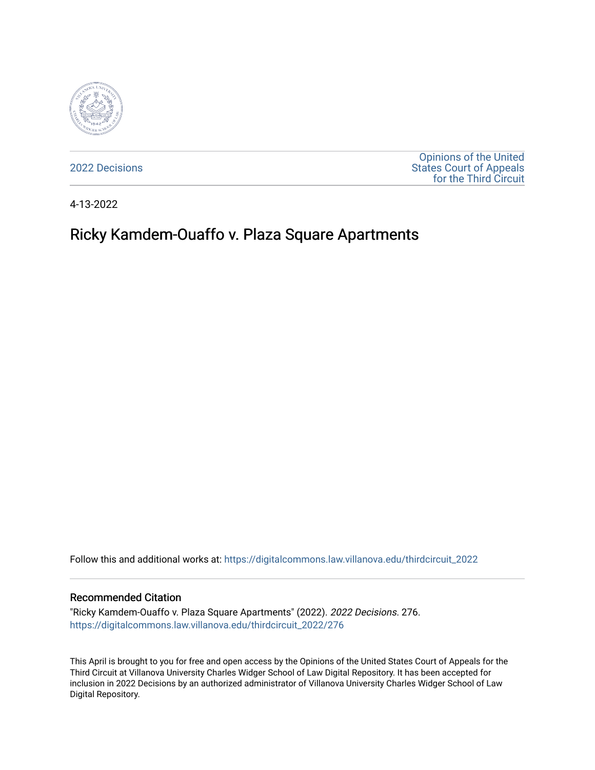2022 Decisions

Opinions of the United States Court of Appeals for the Third Circuit

4-13-2022

# Ricky Kamdem-Ouaffo v. Plaza Square Apartments

Follow this and additional works at: https://digitalcommons.law.villanova.edu/thirdcircuit_2022

### Recommended Citation

"Ricky Kamdem-Ouaffo v. Plaza Square Apartments" (2022). *2022 Decisions*. 276.
https://digitalcommons.law.villanova.edu/thirdcircuit_2022/276

This April is brought to you for free and open access by the Opinions of the United States Court of Appeals for the Third Circuit at Villanova University Charles Widger School of Law Digital Repository. It has been accepted for inclusion in 2022 Decisions by an authorized administrator of Villanova University Charles Widger School of Law Digital Repository.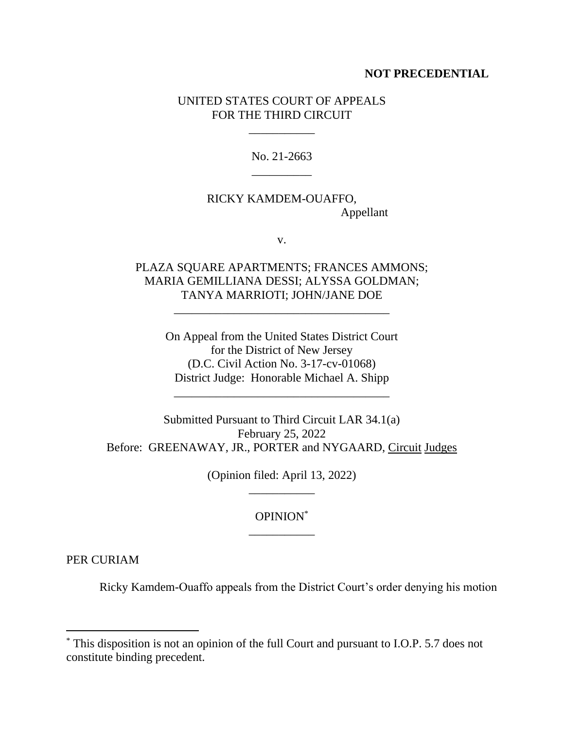**NOT PRECEDENTIAL**

UNITED STATES COURT OF APPEALS
FOR THE THIRD CIRCUIT

\_\_\_\_\_\_\_\_\_\_\_

No. 21-2663

\_\_\_\_\_\_\_\_\_\_

RICKY KAMDEM-OUAFFO,
Appellant

v.

PLAZA SQUARE APARTMENTS; FRANCES AMMONS;
MARIA GEMILLIANA DESSI; ALYSSA GOLDMAN;
TANYA MARRIOTI; JOHN/JANE DOE

\_\_\_\_\_\_\_\_\_\_\_\_\_\_\_\_\_\_\_\_\_\_\_\_\_\_\_\_\_\_\_\_\_\_\_\_

On Appeal from the United States District Court
for the District of New Jersey
(D.C. Civil Action No. 3-17-cv-01068)
District Judge: Honorable Michael A. Shipp

\_\_\_\_\_\_\_\_\_\_\_\_\_\_\_\_\_\_\_\_\_\_\_\_\_\_\_\_\_\_\_\_\_\_\_\_

Submitted Pursuant to Third Circuit LAR 34.1(a)
February 25, 2022
Before: GREENAWAY, JR., PORTER and NYGAARD, Circuit Judges

(Opinion filed: April 13, 2022)

\_\_\_\_\_\_\_\_\_\_\_

OPINION[*]

\_\_\_\_\_\_\_\_\_\_\_

PER CURIAM

Ricky Kamdem-Ouaffo appeals from the District Court's order denying his motion

---

[*] This disposition is not an opinion of the full Court and pursuant to I.O.P. 5.7 does not constitute binding precedent.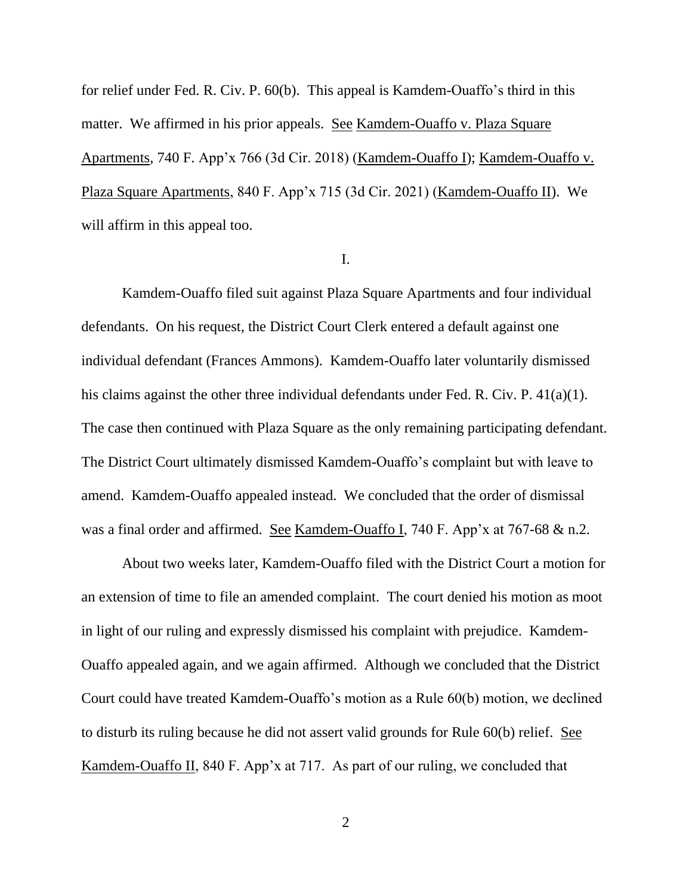for relief under Fed. R. Civ. P. 60(b). This appeal is Kamdem-Ouaffo's third in this matter. We affirmed in his prior appeals. See Kamdem-Ouaffo v. Plaza Square Apartments, 740 F. App'x 766 (3d Cir. 2018) (Kamdem-Ouaffo I); Kamdem-Ouaffo v. Plaza Square Apartments, 840 F. App'x 715 (3d Cir. 2021) (Kamdem-Ouaffo II). We will affirm in this appeal too.

I.

Kamdem-Ouaffo filed suit against Plaza Square Apartments and four individual defendants. On his request, the District Court Clerk entered a default against one individual defendant (Frances Ammons). Kamdem-Ouaffo later voluntarily dismissed his claims against the other three individual defendants under Fed. R. Civ. P. 41(a)(1). The case then continued with Plaza Square as the only remaining participating defendant. The District Court ultimately dismissed Kamdem-Ouaffo's complaint but with leave to amend. Kamdem-Ouaffo appealed instead. We concluded that the order of dismissal was a final order and affirmed. See Kamdem-Ouaffo I, 740 F. App'x at 767-68 & n.2.

About two weeks later, Kamdem-Ouaffo filed with the District Court a motion for an extension of time to file an amended complaint. The court denied his motion as moot in light of our ruling and expressly dismissed his complaint with prejudice. Kamdem-Ouaffo appealed again, and we again affirmed. Although we concluded that the District Court could have treated Kamdem-Ouaffo's motion as a Rule 60(b) motion, we declined to disturb its ruling because he did not assert valid grounds for Rule 60(b) relief. See Kamdem-Ouaffo II, 840 F. App'x at 717. As part of our ruling, we concluded that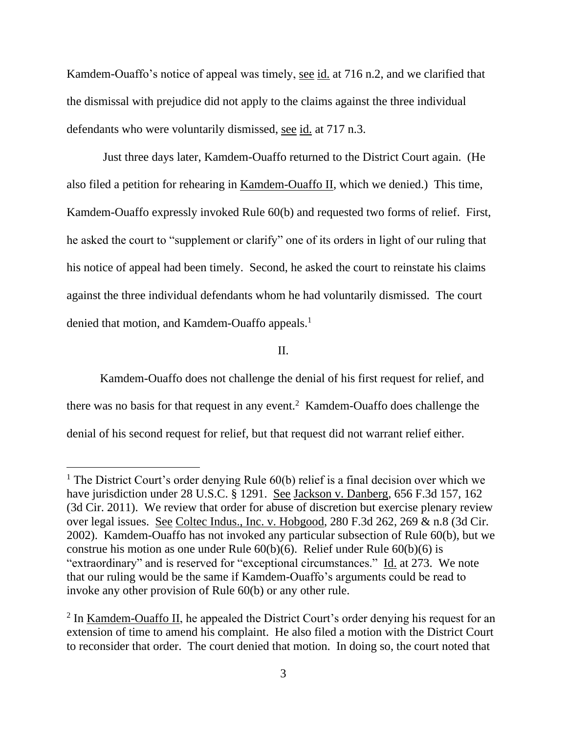Kamdem-Ouaffo's notice of appeal was timely, see id. at 716 n.2, and we clarified that the dismissal with prejudice did not apply to the claims against the three individual defendants who were voluntarily dismissed, see id. at 717 n.3.

Just three days later, Kamdem-Ouaffo returned to the District Court again. (He also filed a petition for rehearing in Kamdem-Ouaffo II, which we denied.) This time, Kamdem-Ouaffo expressly invoked Rule 60(b) and requested two forms of relief. First, he asked the court to "supplement or clarify" one of its orders in light of our ruling that his notice of appeal had been timely. Second, he asked the court to reinstate his claims against the three individual defendants whom he had voluntarily dismissed. The court denied that motion, and Kamdem-Ouaffo appeals.[1]

II.

Kamdem-Ouaffo does not challenge the denial of his first request for relief, and there was no basis for that request in any event.[2] Kamdem-Ouaffo does challenge the denial of his second request for relief, but that request did not warrant relief either.

---

[1] The District Court's order denying Rule 60(b) relief is a final decision over which we have jurisdiction under 28 U.S.C. § 1291. See Jackson v. Danberg, 656 F.3d 157, 162 (3d Cir. 2011). We review that order for abuse of discretion but exercise plenary review over legal issues. See Coltec Indus., Inc. v. Hobgood, 280 F.3d 262, 269 & n.8 (3d Cir. 2002). Kamdem-Ouaffo has not invoked any particular subsection of Rule 60(b), but we construe his motion as one under Rule 60(b)(6). Relief under Rule 60(b)(6) is "extraordinary" and is reserved for "exceptional circumstances." Id. at 273. We note that our ruling would be the same if Kamdem-Ouaffo's arguments could be read to invoke any other provision of Rule 60(b) or any other rule.

[2] In Kamdem-Ouaffo II, he appealed the District Court's order denying his request for an extension of time to amend his complaint. He also filed a motion with the District Court to reconsider that order. The court denied that motion. In doing so, the court noted that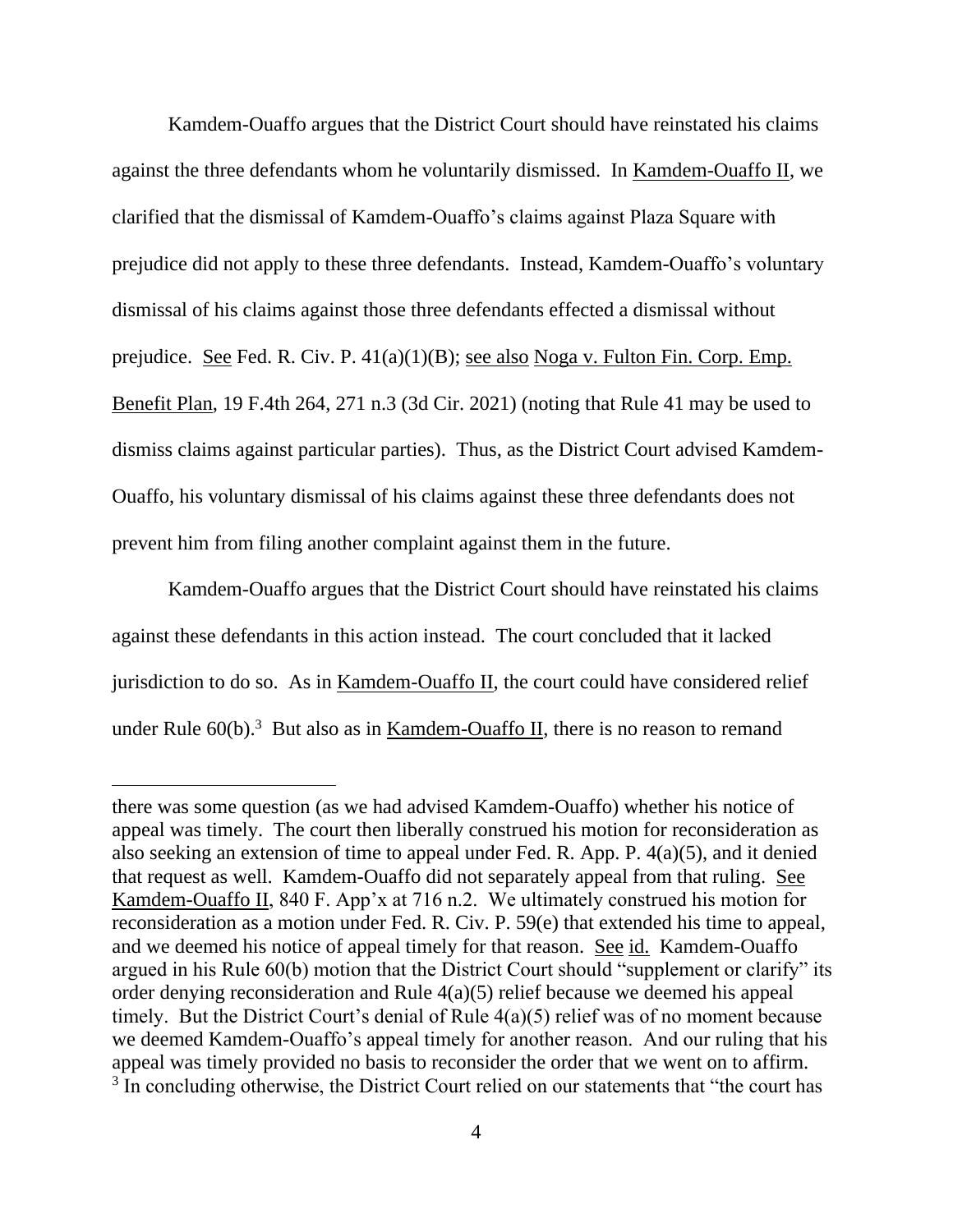Kamdem-Ouaffo argues that the District Court should have reinstated his claims against the three defendants whom he voluntarily dismissed. In Kamdem-Ouaffo II, we clarified that the dismissal of Kamdem-Ouaffo's claims against Plaza Square with prejudice did not apply to these three defendants. Instead, Kamdem-Ouaffo's voluntary dismissal of his claims against those three defendants effected a dismissal without prejudice. See Fed. R. Civ. P. 41(a)(1)(B); see also Noga v. Fulton Fin. Corp. Emp. Benefit Plan, 19 F.4th 264, 271 n.3 (3d Cir. 2021) (noting that Rule 41 may be used to dismiss claims against particular parties). Thus, as the District Court advised Kamdem-Ouaffo, his voluntary dismissal of his claims against these three defendants does not prevent him from filing another complaint against them in the future.

Kamdem-Ouaffo argues that the District Court should have reinstated his claims against these defendants in this action instead. The court concluded that it lacked jurisdiction to do so. As in Kamdem-Ouaffo II, the court could have considered relief under Rule 60(b).[3] But also as in Kamdem-Ouaffo II, there is no reason to remand

---

there was some question (as we had advised Kamdem-Ouaffo) whether his notice of appeal was timely. The court then liberally construed his motion for reconsideration as also seeking an extension of time to appeal under Fed. R. App. P. 4(a)(5), and it denied that request as well. Kamdem-Ouaffo did not separately appeal from that ruling. See Kamdem-Ouaffo II, 840 F. App'x at 716 n.2. We ultimately construed his motion for reconsideration as a motion under Fed. R. Civ. P. 59(e) that extended his time to appeal, and we deemed his notice of appeal timely for that reason. See id. Kamdem-Ouaffo argued in his Rule 60(b) motion that the District Court should "supplement or clarify" its order denying reconsideration and Rule 4(a)(5) relief because we deemed his appeal timely. But the District Court's denial of Rule 4(a)(5) relief was of no moment because we deemed Kamdem-Ouaffo's appeal timely for another reason. And our ruling that his appeal was timely provided no basis to reconsider the order that we went on to affirm.

[3] In concluding otherwise, the District Court relied on our statements that "the court has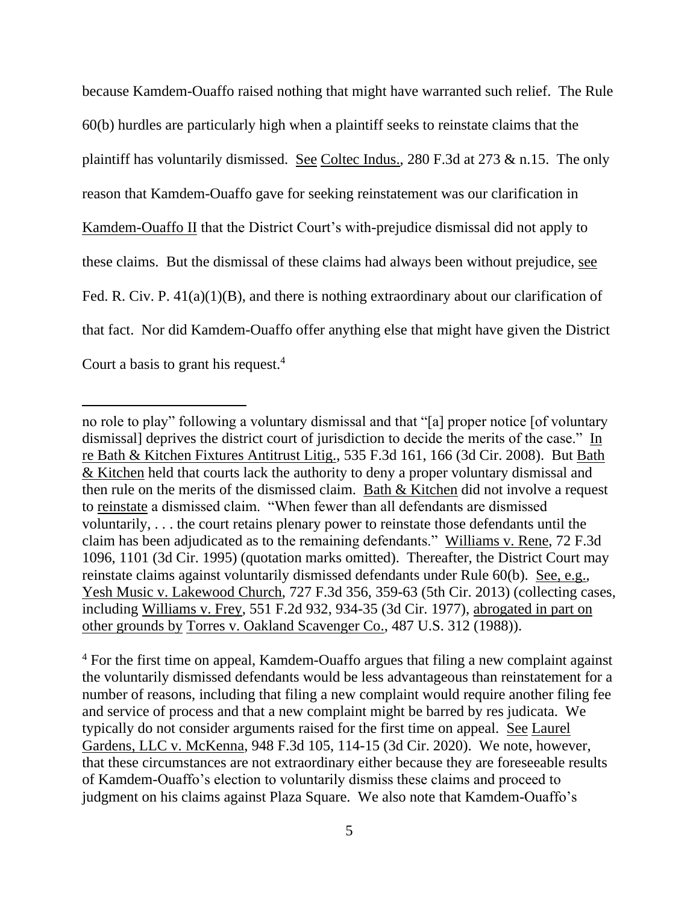because Kamdem-Ouaffo raised nothing that might have warranted such relief. The Rule 60(b) hurdles are particularly high when a plaintiff seeks to reinstate claims that the plaintiff has voluntarily dismissed. See Coltec Indus., 280 F.3d at 273 & n.15. The only reason that Kamdem-Ouaffo gave for seeking reinstatement was our clarification in Kamdem-Ouaffo II that the District Court's with-prejudice dismissal did not apply to these claims. But the dismissal of these claims had always been without prejudice, see Fed. R. Civ. P. 41(a)(1)(B), and there is nothing extraordinary about our clarification of that fact. Nor did Kamdem-Ouaffo offer anything else that might have given the District Court a basis to grant his request.[4]

---

no role to play" following a voluntary dismissal and that "[a] proper notice [of voluntary dismissal] deprives the district court of jurisdiction to decide the merits of the case." In re Bath & Kitchen Fixtures Antitrust Litig., 535 F.3d 161, 166 (3d Cir. 2008). But Bath & Kitchen held that courts lack the authority to deny a proper voluntary dismissal and then rule on the merits of the dismissed claim. Bath & Kitchen did not involve a request to reinstate a dismissed claim. "When fewer than all defendants are dismissed voluntarily, . . . the court retains plenary power to reinstate those defendants until the claim has been adjudicated as to the remaining defendants." Williams v. Rene, 72 F.3d 1096, 1101 (3d Cir. 1995) (quotation marks omitted). Thereafter, the District Court may reinstate claims against voluntarily dismissed defendants under Rule 60(b). See, e.g., Yesh Music v. Lakewood Church, 727 F.3d 356, 359-63 (5th Cir. 2013) (collecting cases, including Williams v. Frey, 551 F.2d 932, 934-35 (3d Cir. 1977), abrogated in part on other grounds by Torres v. Oakland Scavenger Co., 487 U.S. 312 (1988)).

[4] For the first time on appeal, Kamdem-Ouaffo argues that filing a new complaint against the voluntarily dismissed defendants would be less advantageous than reinstatement for a number of reasons, including that filing a new complaint would require another filing fee and service of process and that a new complaint might be barred by res judicata. We typically do not consider arguments raised for the first time on appeal. See Laurel Gardens, LLC v. McKenna, 948 F.3d 105, 114-15 (3d Cir. 2020). We note, however, that these circumstances are not extraordinary either because they are foreseeable results of Kamdem-Ouaffo's election to voluntarily dismiss these claims and proceed to judgment on his claims against Plaza Square. We also note that Kamdem-Ouaffo's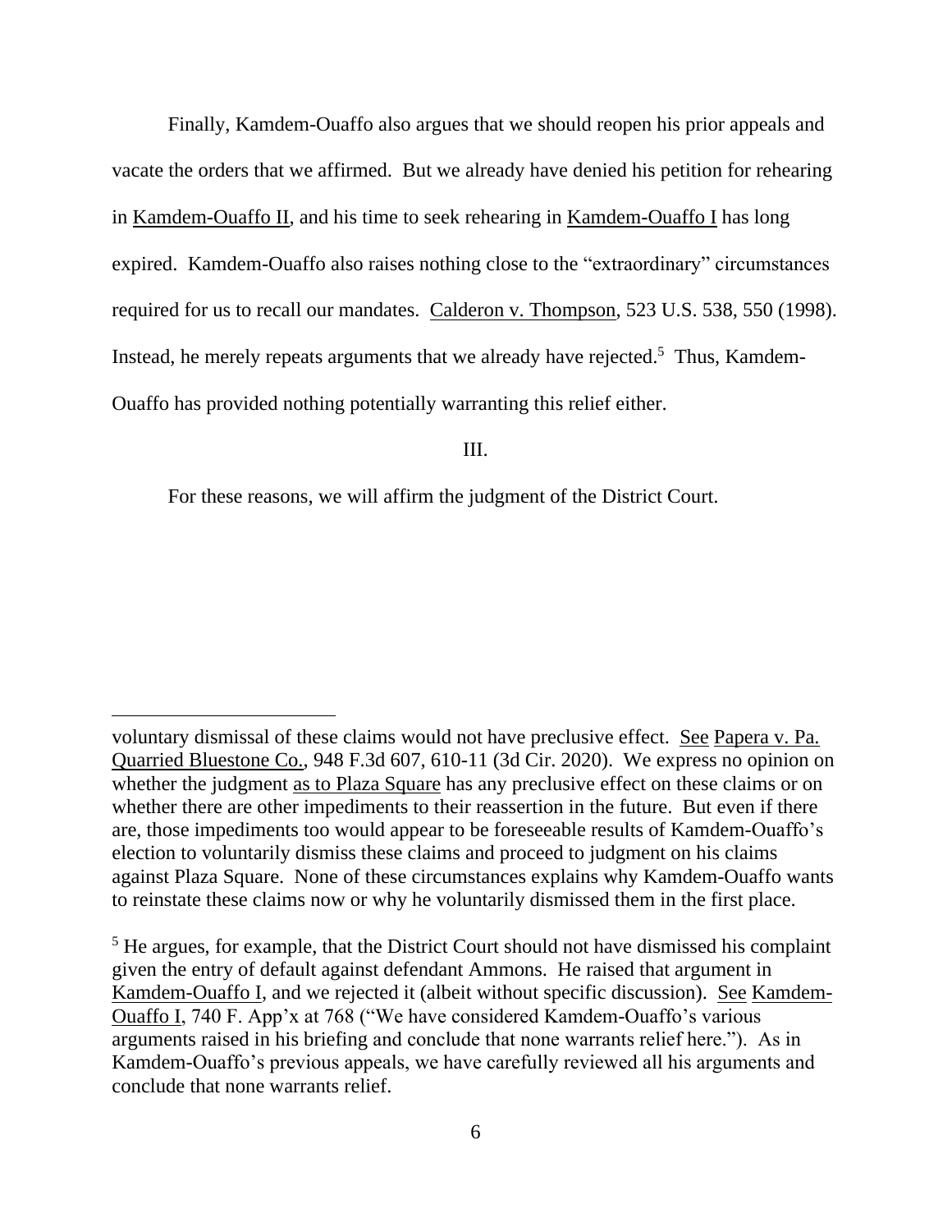Finally, Kamdem-Ouaffo also argues that we should reopen his prior appeals and vacate the orders that we affirmed. But we already have denied his petition for rehearing in Kamdem-Ouaffo II, and his time to seek rehearing in Kamdem-Ouaffo I has long expired. Kamdem-Ouaffo also raises nothing close to the "extraordinary" circumstances required for us to recall our mandates. Calderon v. Thompson, 523 U.S. 538, 550 (1998). Instead, he merely repeats arguments that we already have rejected.[5] Thus, Kamdem-Ouaffo has provided nothing potentially warranting this relief either.

III.

For these reasons, we will affirm the judgment of the District Court.

---

voluntary dismissal of these claims would not have preclusive effect. See Papera v. Pa. Quarried Bluestone Co., 948 F.3d 607, 610-11 (3d Cir. 2020). We express no opinion on whether the judgment as to Plaza Square has any preclusive effect on these claims or on whether there are other impediments to their reassertion in the future. But even if there are, those impediments too would appear to be foreseeable results of Kamdem-Ouaffo's election to voluntarily dismiss these claims and proceed to judgment on his claims against Plaza Square. None of these circumstances explains why Kamdem-Ouaffo wants to reinstate these claims now or why he voluntarily dismissed them in the first place.

[5] He argues, for example, that the District Court should not have dismissed his complaint given the entry of default against defendant Ammons. He raised that argument in Kamdem-Ouaffo I, and we rejected it (albeit without specific discussion). See Kamdem-Ouaffo I, 740 F. App'x at 768 ("We have considered Kamdem-Ouaffo's various arguments raised in his briefing and conclude that none warrants relief here."). As in Kamdem-Ouaffo's previous appeals, we have carefully reviewed all his arguments and conclude that none warrants relief.